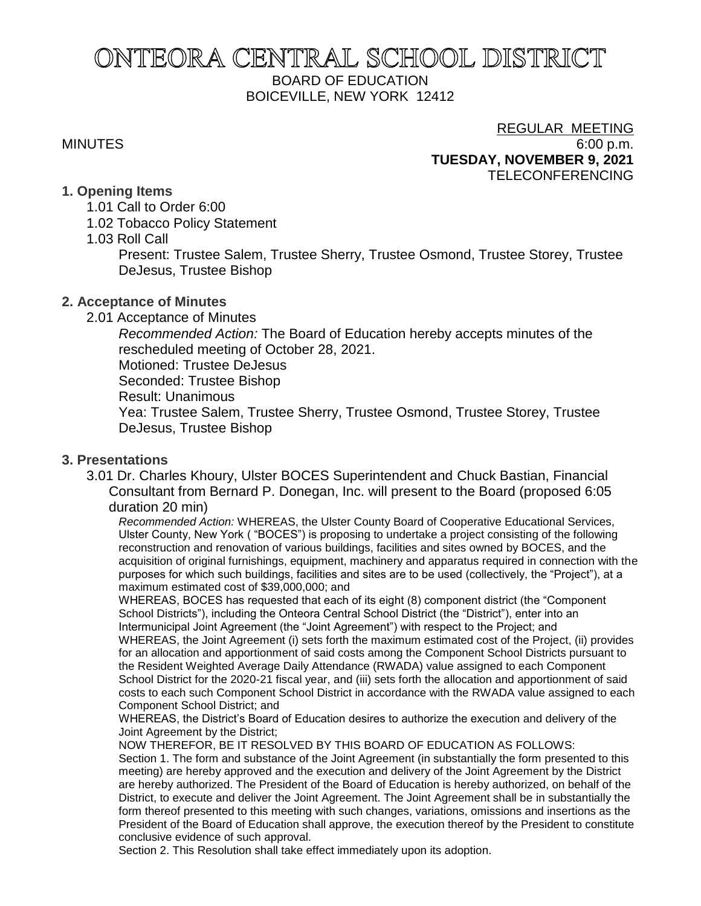# ONTEORA CENTRAL SCHOOL DISTRICT

BOARD OF EDUCATION
BOICEVILLE, NEW YORK 12412

MINUTES

REGULAR MEETING
6:00 p.m.
**TUESDAY, NOVEMBER 9, 2021**
TELECONFERENCING

**1. Opening Items**

1.01 Call to Order 6:00

1.02 Tobacco Policy Statement

1.03 Roll Call

Present: Trustee Salem, Trustee Sherry, Trustee Osmond, Trustee Storey, Trustee DeJesus, Trustee Bishop

**2. Acceptance of Minutes**

2.01 Acceptance of Minutes

*Recommended Action:* The Board of Education hereby accepts minutes of the rescheduled meeting of October 28, 2021.

Motioned: Trustee DeJesus

Seconded: Trustee Bishop

Result: Unanimous

Yea: Trustee Salem, Trustee Sherry, Trustee Osmond, Trustee Storey, Trustee DeJesus, Trustee Bishop

**3. Presentations**

3.01 Dr. Charles Khoury, Ulster BOCES Superintendent and Chuck Bastian, Financial Consultant from Bernard P. Donegan, Inc. will present to the Board (proposed 6:05 duration 20 min)

*Recommended Action:* WHEREAS, the Ulster County Board of Cooperative Educational Services, Ulster County, New York ( "BOCES") is proposing to undertake a project consisting of the following reconstruction and renovation of various buildings, facilities and sites owned by BOCES, and the acquisition of original furnishings, equipment, machinery and apparatus required in connection with the purposes for which such buildings, facilities and sites are to be used (collectively, the "Project"), at a maximum estimated cost of $39,000,000; and

WHEREAS, BOCES has requested that each of its eight (8) component district (the "Component School Districts"), including the Onteora Central School District (the "District"), enter into an Intermunicipal Joint Agreement (the "Joint Agreement") with respect to the Project; and

WHEREAS, the Joint Agreement (i) sets forth the maximum estimated cost of the Project, (ii) provides for an allocation and apportionment of said costs among the Component School Districts pursuant to the Resident Weighted Average Daily Attendance (RWADA) value assigned to each Component School District for the 2020-21 fiscal year, and (iii) sets forth the allocation and apportionment of said costs to each such Component School District in accordance with the RWADA value assigned to each Component School District; and

WHEREAS, the District's Board of Education desires to authorize the execution and delivery of the Joint Agreement by the District;

NOW THEREFOR, BE IT RESOLVED BY THIS BOARD OF EDUCATION AS FOLLOWS:

Section 1. The form and substance of the Joint Agreement (in substantially the form presented to this meeting) are hereby approved and the execution and delivery of the Joint Agreement by the District are hereby authorized. The President of the Board of Education is hereby authorized, on behalf of the District, to execute and deliver the Joint Agreement. The Joint Agreement shall be in substantially the form thereof presented to this meeting with such changes, variations, omissions and insertions as the President of the Board of Education shall approve, the execution thereof by the President to constitute conclusive evidence of such approval.

Section 2. This Resolution shall take effect immediately upon its adoption.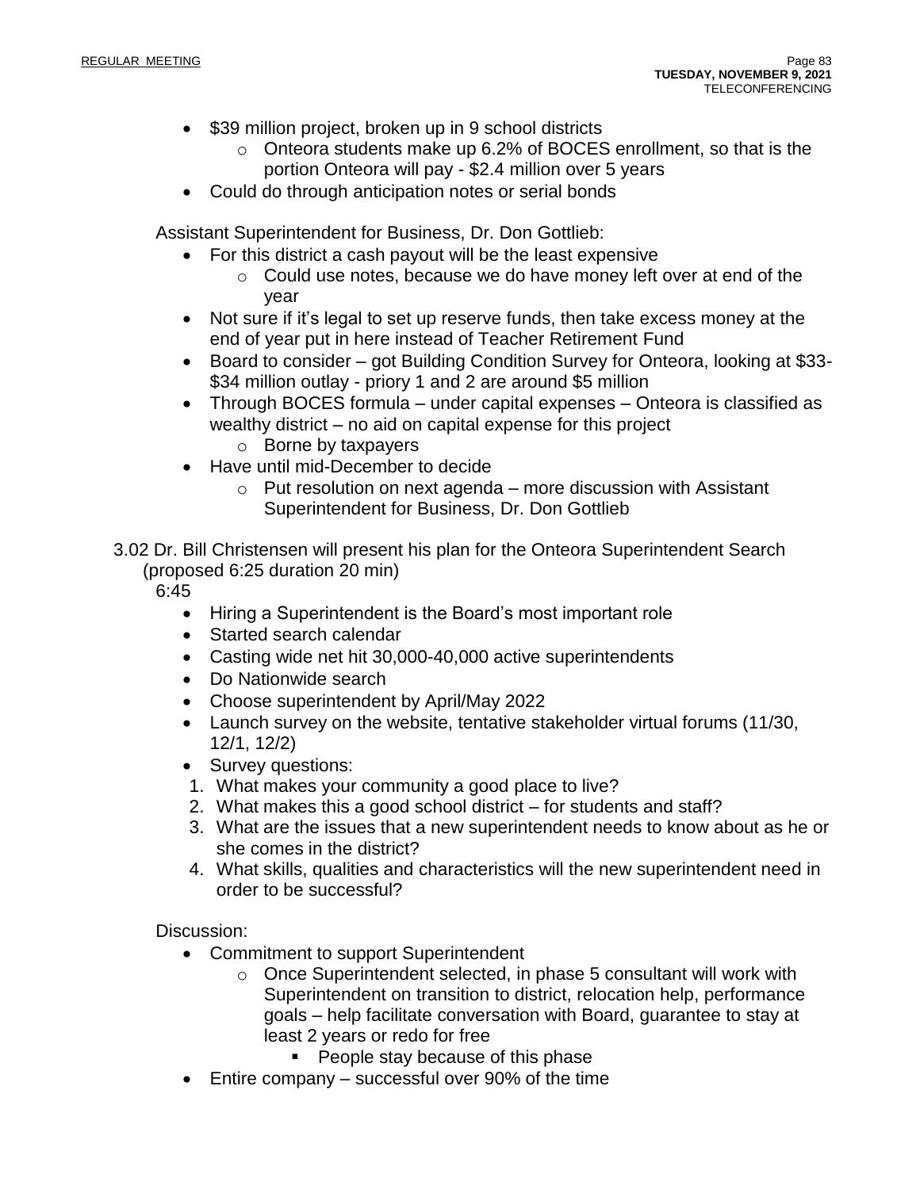- $39 million project, broken up in 9 school districts
  - Onteora students make up 6.2% of BOCES enrollment, so that is the portion Onteora will pay - $2.4 million over 5 years
- Could do through anticipation notes or serial bonds

Assistant Superintendent for Business, Dr. Don Gottlieb:

- For this district a cash payout will be the least expensive
  - Could use notes, because we do have money left over at end of the year
- Not sure if it's legal to set up reserve funds, then take excess money at the end of year put in here instead of Teacher Retirement Fund
- Board to consider – got Building Condition Survey for Onteora, looking at $33-$34 million outlay - priory 1 and 2 are around $5 million
- Through BOCES formula – under capital expenses – Onteora is classified as wealthy district – no aid on capital expense for this project
  - Borne by taxpayers
- Have until mid-December to decide
  - Put resolution on next agenda – more discussion with Assistant Superintendent for Business, Dr. Don Gottlieb

3.02 Dr. Bill Christensen will present his plan for the Onteora Superintendent Search (proposed 6:25 duration 20 min)

6:45

- Hiring a Superintendent is the Board's most important role
- Started search calendar
- Casting wide net hit 30,000-40,000 active superintendents
- Do Nationwide search
- Choose superintendent by April/May 2022
- Launch survey on the website, tentative stakeholder virtual forums (11/30, 12/1, 12/2)
- Survey questions:

1. What makes your community a good place to live?
2. What makes this a good school district – for students and staff?
3. What are the issues that a new superintendent needs to know about as he or she comes in the district?
4. What skills, qualities and characteristics will the new superintendent need in order to be successful?

Discussion:

- Commitment to support Superintendent
  - Once Superintendent selected, in phase 5 consultant will work with Superintendent on transition to district, relocation help, performance goals – help facilitate conversation with Board, guarantee to stay at least 2 years or redo for free
    - People stay because of this phase
- Entire company – successful over 90% of the time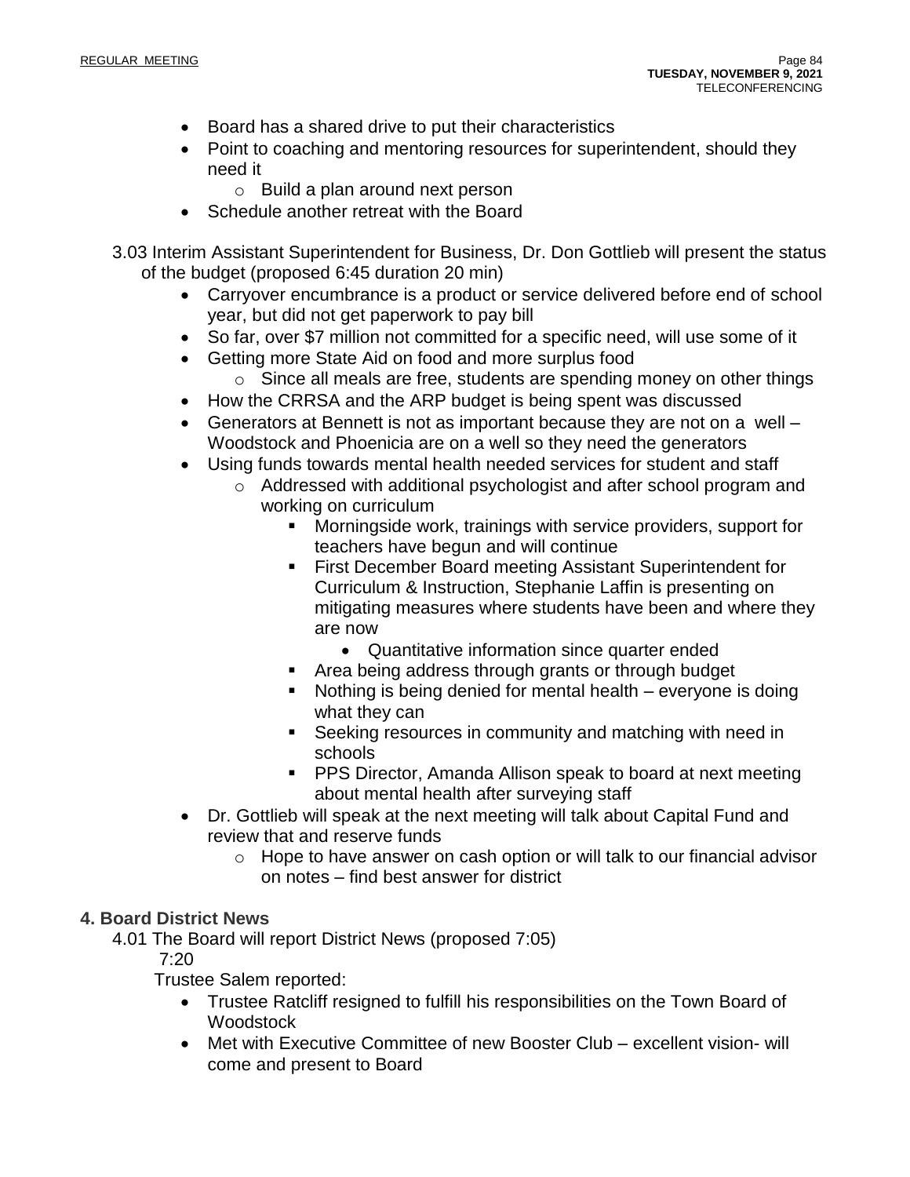- Board has a shared drive to put their characteristics
- Point to coaching and mentoring resources for superintendent, should they need it
  - Build a plan around next person
- Schedule another retreat with the Board

3.03 Interim Assistant Superintendent for Business, Dr. Don Gottlieb will present the status of the budget (proposed 6:45 duration 20 min)

- Carryover encumbrance is a product or service delivered before end of school year, but did not get paperwork to pay bill
- So far, over $7 million not committed for a specific need, will use some of it
- Getting more State Aid on food and more surplus food
  - Since all meals are free, students are spending money on other things
- How the CRRSA and the ARP budget is being spent was discussed
- Generators at Bennett is not as important because they are not on a well – Woodstock and Phoenicia are on a well so they need the generators
- Using funds towards mental health needed services for student and staff
  - Addressed with additional psychologist and after school program and working on curriculum
    - Morningside work, trainings with service providers, support for teachers have begun and will continue
    - First December Board meeting Assistant Superintendent for Curriculum & Instruction, Stephanie Laffin is presenting on mitigating measures where students have been and where they are now
      - Quantitative information since quarter ended
    - Area being address through grants or through budget
    - Nothing is being denied for mental health – everyone is doing what they can
    - Seeking resources in community and matching with need in schools
    - PPS Director, Amanda Allison speak to board at next meeting about mental health after surveying staff
- Dr. Gottlieb will speak at the next meeting will talk about Capital Fund and review that and reserve funds
  - Hope to have answer on cash option or will talk to our financial advisor on notes – find best answer for district

## 4. Board District News

4.01 The Board will report District News (proposed 7:05)

7:20

Trustee Salem reported:

- Trustee Ratcliff resigned to fulfill his responsibilities on the Town Board of Woodstock
- Met with Executive Committee of new Booster Club – excellent vision- will come and present to Board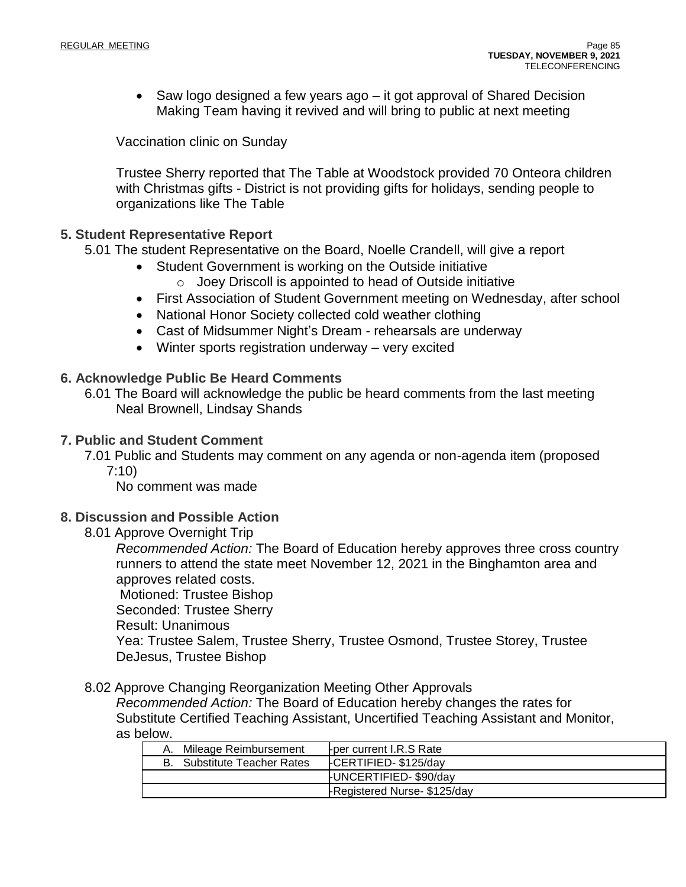- Saw logo designed a few years ago – it got approval of Shared Decision Making Team having it revived and will bring to public at next meeting

Vaccination clinic on Sunday

Trustee Sherry reported that The Table at Woodstock provided 70 Onteora children with Christmas gifts - District is not providing gifts for holidays, sending people to organizations like The Table

## 5. Student Representative Report

5.01 The student Representative on the Board, Noelle Crandell, will give a report

- Student Government is working on the Outside initiative
  - Joey Driscoll is appointed to head of Outside initiative
- First Association of Student Government meeting on Wednesday, after school
- National Honor Society collected cold weather clothing
- Cast of Midsummer Night's Dream - rehearsals are underway
- Winter sports registration underway – very excited

## 6. Acknowledge Public Be Heard Comments

6.01 The Board will acknowledge the public be heard comments from the last meeting
Neal Brownell, Lindsay Shands

## 7. Public and Student Comment

7.01 Public and Students may comment on any agenda or non-agenda item (proposed 7:10)

No comment was made

## 8. Discussion and Possible Action

8.01 Approve Overnight Trip

*Recommended Action:* The Board of Education hereby approves three cross country runners to attend the state meet November 12, 2021 in the Binghamton area and approves related costs.
Motioned: Trustee Bishop
Seconded: Trustee Sherry
Result: Unanimous
Yea: Trustee Salem, Trustee Sherry, Trustee Osmond, Trustee Storey, Trustee DeJesus, Trustee Bishop

8.02 Approve Changing Reorganization Meeting Other Approvals

*Recommended Action:* The Board of Education hereby changes the rates for Substitute Certified Teaching Assistant, Uncertified Teaching Assistant and Monitor, as below.

| | |
|---|---|
| A. Mileage Reimbursement | -per current I.R.S Rate |
| B. Substitute Teacher Rates | -CERTIFIED- $125/day |
| | -UNCERTIFIED- $90/day |
| | -Registered Nurse- $125/day |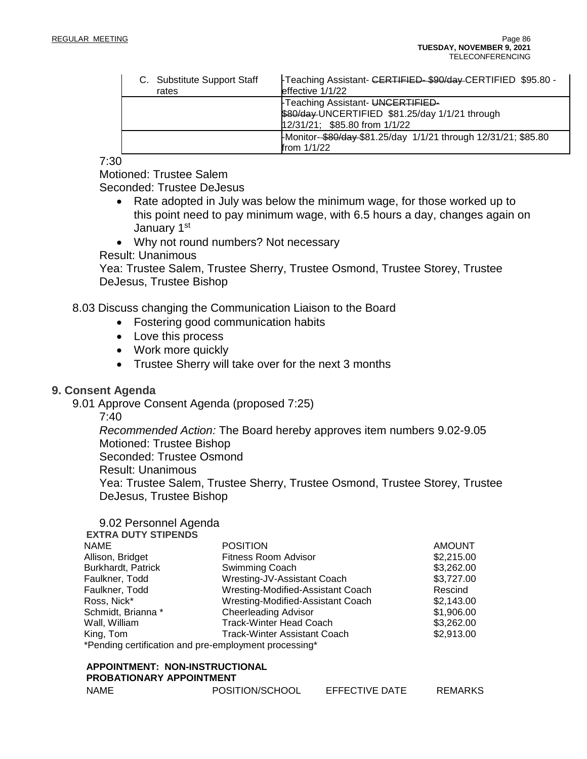| C. Substitute Support Staff rates | -Teaching Assistant- ~~CERTIFIED- $90/day~~ CERTIFIED $95.80 - effective 1/1/22 |
|---|---|
| | -Teaching Assistant- ~~UNCERTIFIED- $80/day~~ UNCERTIFIED $81.25/day 1/1/21 through 12/31/21; $85.80 from 1/1/22 |
| | -Monitor- ~~$80/day~~ $81.25/day 1/1/21 through 12/31/21; $85.80 from 1/1/22 |

7:30

Motioned: Trustee Salem

Seconded: Trustee DeJesus

- Rate adopted in July was below the minimum wage, for those worked up to this point need to pay minimum wage, with 6.5 hours a day, changes again on January 1st
- Why not round numbers? Not necessary

Result: Unanimous

Yea: Trustee Salem, Trustee Sherry, Trustee Osmond, Trustee Storey, Trustee DeJesus, Trustee Bishop

8.03 Discuss changing the Communication Liaison to the Board

- Fostering good communication habits
- Love this process
- Work more quickly
- Trustee Sherry will take over for the next 3 months

## 9. Consent Agenda

9.01 Approve Consent Agenda (proposed 7:25)

7:40

*Recommended Action:* The Board hereby approves item numbers 9.02-9.05

Motioned: Trustee Bishop

Seconded: Trustee Osmond

Result: Unanimous

Yea: Trustee Salem, Trustee Sherry, Trustee Osmond, Trustee Storey, Trustee DeJesus, Trustee Bishop

9.02 Personnel Agenda

**EXTRA DUTY STIPENDS**

| NAME | POSITION | AMOUNT |
|---|---|---|
| Allison, Bridget | Fitness Room Advisor | $2,215.00 |
| Burkhardt, Patrick | Swimming Coach | $3,262.00 |
| Faulkner, Todd | Wresting-JV-Assistant Coach | $3,727.00 |
| Faulkner, Todd | Wresting-Modified-Assistant Coach | Rescind |
| Ross, Nick* | Wresting-Modified-Assistant Coach | $2,143.00 |
| Schmidt, Brianna * | Cheerleading Advisor | $1,906.00 |
| Wall, William | Track-Winter Head Coach | $3,262.00 |
| King, Tom | Track-Winter Assistant Coach | $2,913.00 |

*Pending certification and pre-employment processing*

**APPOINTMENT: NON-INSTRUCTIONAL**
**PROBATIONARY APPOINTMENT**

| NAME | POSITION/SCHOOL | EFFECTIVE DATE | REMARKS |
|---|---|---|---|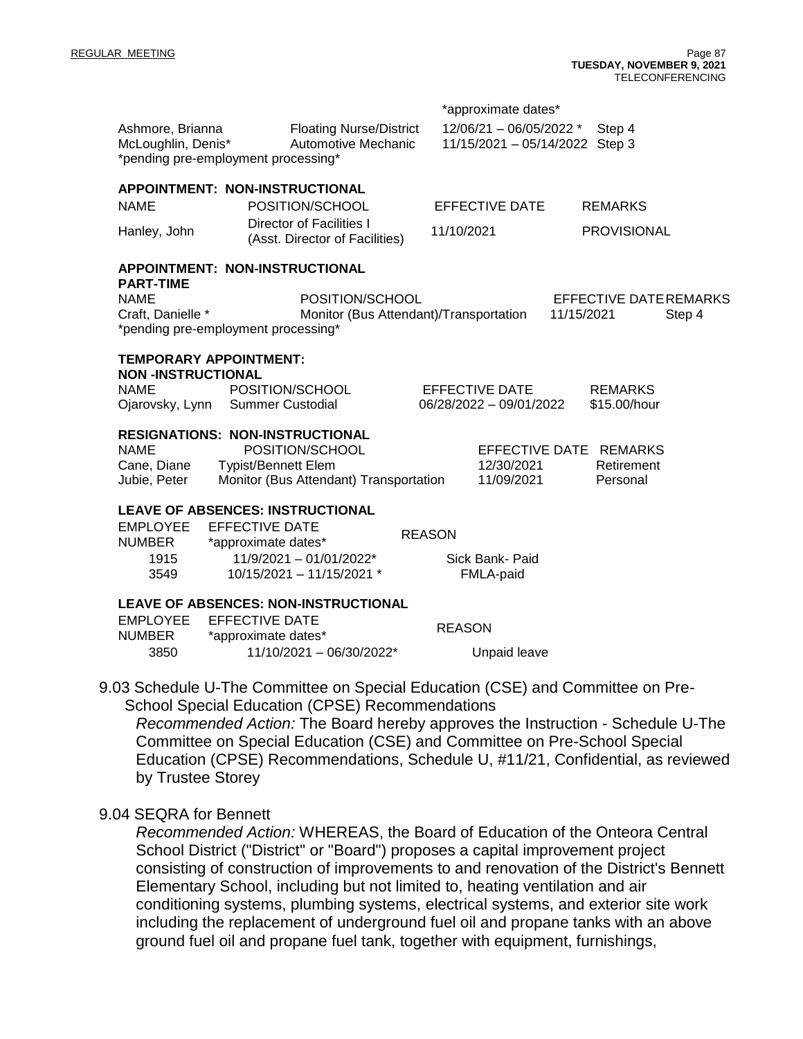| | | *approximate dates* | |
|---|---|---|---|
| Ashmore, Brianna | Floating Nurse/District | 12/06/21 – 06/05/2022 * | Step 4 |
| McLoughlin, Denis* | Automotive Mechanic | 11/15/2021 – 05/14/2022 | Step 3 |

*pending pre-employment processing*

**APPOINTMENT: NON-INSTRUCTIONAL**

| NAME | POSITION/SCHOOL | EFFECTIVE DATE | REMARKS |
|---|---|---|---|
| Hanley, John | Director of Facilities I (Asst. Director of Facilities) | 11/10/2021 | PROVISIONAL |

**APPOINTMENT: NON-INSTRUCTIONAL PART-TIME**

| NAME | POSITION/SCHOOL | EFFECTIVE DATE | REMARKS |
|---|---|---|---|
| Craft, Danielle * | Monitor (Bus Attendant)/Transportation | 11/15/2021 | Step 4 |

*pending pre-employment processing*

**TEMPORARY APPOINTMENT: NON -INSTRUCTIONAL**

| NAME | POSITION/SCHOOL | EFFECTIVE DATE | REMARKS |
|---|---|---|---|
| Ojarovsky, Lynn | Summer Custodial | 06/28/2022 – 09/01/2022 | $15.00/hour |

**RESIGNATIONS: NON-INSTRUCTIONAL**

| NAME | POSITION/SCHOOL | EFFECTIVE DATE | REMARKS |
|---|---|---|---|
| Cane, Diane | Typist/Bennett Elem | 12/30/2021 | Retirement |
| Jubie, Peter | Monitor (Bus Attendant) Transportation | 11/09/2021 | Personal |

**LEAVE OF ABSENCES: INSTRUCTIONAL**

| EMPLOYEE NUMBER | EFFECTIVE DATE *approximate dates* | REASON |
|---|---|---|
| 1915 | 11/9/2021 – 01/01/2022* | Sick Bank- Paid |
| 3549 | 10/15/2021 – 11/15/2021 * | FMLA-paid |

**LEAVE OF ABSENCES: NON-INSTRUCTIONAL**

| EMPLOYEE NUMBER | EFFECTIVE DATE *approximate dates* | REASON |
|---|---|---|
| 3850 | 11/10/2021 – 06/30/2022* | Unpaid leave |

9.03 Schedule U-The Committee on Special Education (CSE) and Committee on Pre-School Special Education (CPSE) Recommendations

*Recommended Action:* The Board hereby approves the Instruction - Schedule U-The Committee on Special Education (CSE) and Committee on Pre-School Special Education (CPSE) Recommendations, Schedule U, #11/21, Confidential, as reviewed by Trustee Storey

9.04 SEQRA for Bennett

*Recommended Action:* WHEREAS, the Board of Education of the Onteora Central School District ("District" or "Board") proposes a capital improvement project consisting of construction of improvements to and renovation of the District's Bennett Elementary School, including but not limited to, heating ventilation and air conditioning systems, plumbing systems, electrical systems, and exterior site work including the replacement of underground fuel oil and propane tanks with an above ground fuel oil and propane fuel tank, together with equipment, furnishings,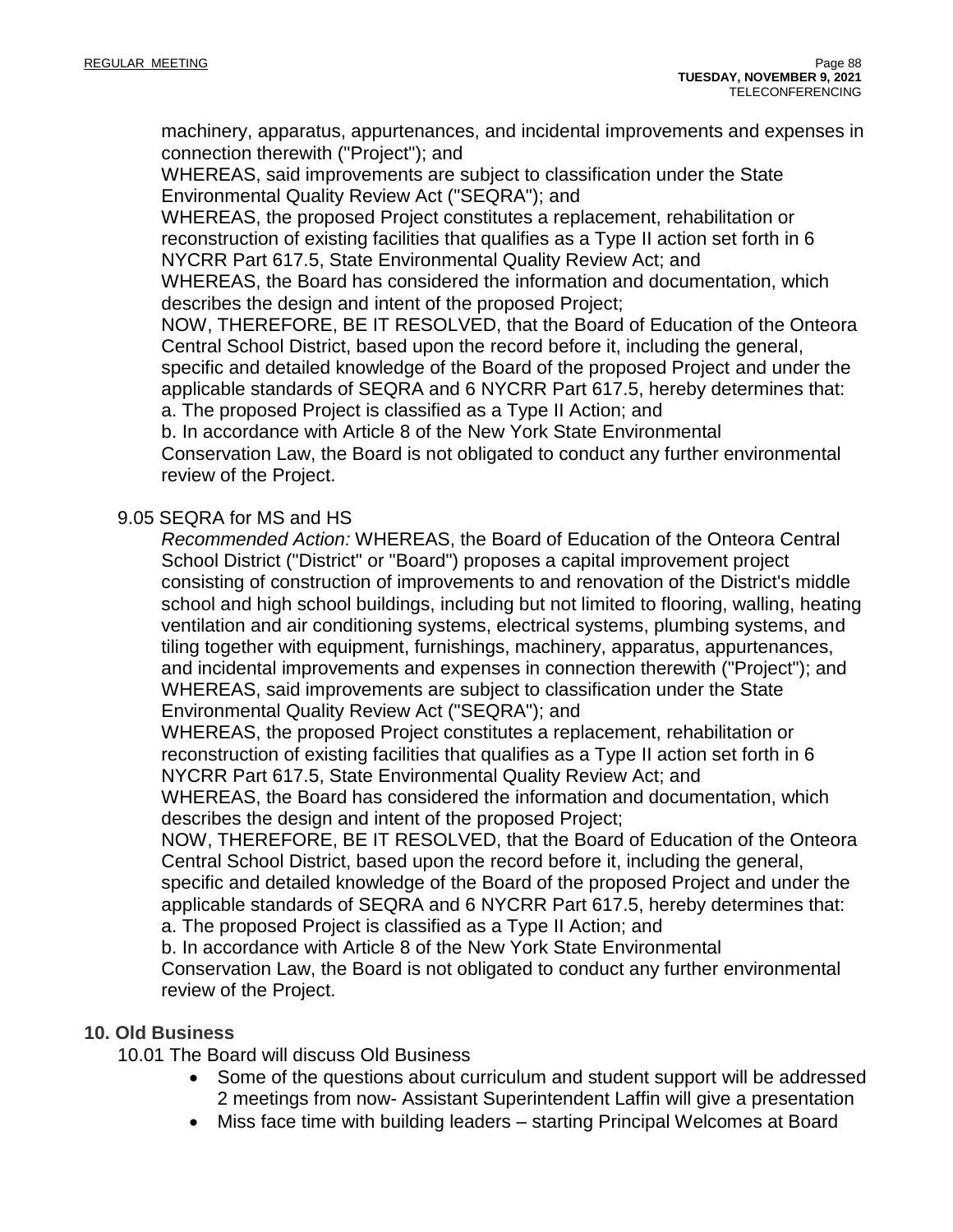machinery, apparatus, appurtenances, and incidental improvements and expenses in connection therewith ("Project"); and

WHEREAS, said improvements are subject to classification under the State Environmental Quality Review Act ("SEQRA"); and

WHEREAS, the proposed Project constitutes a replacement, rehabilitation or reconstruction of existing facilities that qualifies as a Type II action set forth in 6 NYCRR Part 617.5, State Environmental Quality Review Act; and

WHEREAS, the Board has considered the information and documentation, which describes the design and intent of the proposed Project;

NOW, THEREFORE, BE IT RESOLVED, that the Board of Education of the Onteora Central School District, based upon the record before it, including the general, specific and detailed knowledge of the Board of the proposed Project and under the applicable standards of SEQRA and 6 NYCRR Part 617.5, hereby determines that:

a. The proposed Project is classified as a Type II Action; and

b. In accordance with Article 8 of the New York State Environmental Conservation Law, the Board is not obligated to conduct any further environmental review of the Project.

9.05 SEQRA for MS and HS

*Recommended Action:* WHEREAS, the Board of Education of the Onteora Central School District ("District" or "Board") proposes a capital improvement project consisting of construction of improvements to and renovation of the District's middle school and high school buildings, including but not limited to flooring, walling, heating ventilation and air conditioning systems, electrical systems, plumbing systems, and tiling together with equipment, furnishings, machinery, apparatus, appurtenances, and incidental improvements and expenses in connection therewith ("Project"); and

WHEREAS, said improvements are subject to classification under the State Environmental Quality Review Act ("SEQRA"); and

WHEREAS, the proposed Project constitutes a replacement, rehabilitation or reconstruction of existing facilities that qualifies as a Type II action set forth in 6 NYCRR Part 617.5, State Environmental Quality Review Act; and

WHEREAS, the Board has considered the information and documentation, which describes the design and intent of the proposed Project;

NOW, THEREFORE, BE IT RESOLVED, that the Board of Education of the Onteora Central School District, based upon the record before it, including the general, specific and detailed knowledge of the Board of the proposed Project and under the applicable standards of SEQRA and 6 NYCRR Part 617.5, hereby determines that:

a. The proposed Project is classified as a Type II Action; and

b. In accordance with Article 8 of the New York State Environmental Conservation Law, the Board is not obligated to conduct any further environmental review of the Project.

## 10. Old Business

10.01 The Board will discuss Old Business

- Some of the questions about curriculum and student support will be addressed 2 meetings from now- Assistant Superintendent Laffin will give a presentation
- Miss face time with building leaders – starting Principal Welcomes at Board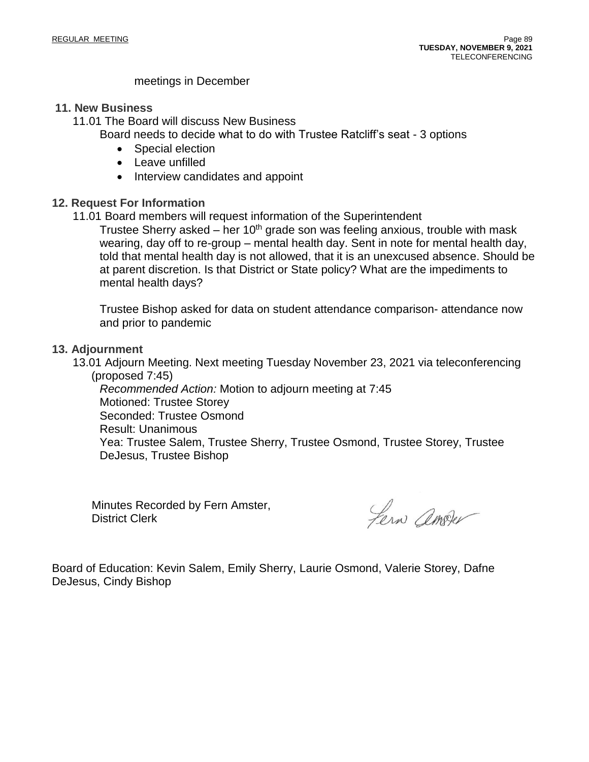meetings in December

**11. New Business**

11.01 The Board will discuss New Business

Board needs to decide what to do with Trustee Ratcliff's seat - 3 options

- Special election
- Leave unfilled
- Interview candidates and appoint

**12. Request For Information**

11.01 Board members will request information of the Superintendent

Trustee Sherry asked – her 10th grade son was feeling anxious, trouble with mask wearing, day off to re-group – mental health day. Sent in note for mental health day, told that mental health day is not allowed, that it is an unexcused absence. Should be at parent discretion. Is that District or State policy? What are the impediments to mental health days?

Trustee Bishop asked for data on student attendance comparison- attendance now and prior to pandemic

**13. Adjournment**

13.01 Adjourn Meeting. Next meeting Tuesday November 23, 2021 via teleconferencing (proposed 7:45)

*Recommended Action:* Motion to adjourn meeting at 7:45
Motioned: Trustee Storey
Seconded: Trustee Osmond
Result: Unanimous
Yea: Trustee Salem, Trustee Sherry, Trustee Osmond, Trustee Storey, Trustee DeJesus, Trustee Bishop

Minutes Recorded by Fern Amster,
District Clerk

Fern Amster

Board of Education: Kevin Salem, Emily Sherry, Laurie Osmond, Valerie Storey, Dafne DeJesus, Cindy Bishop